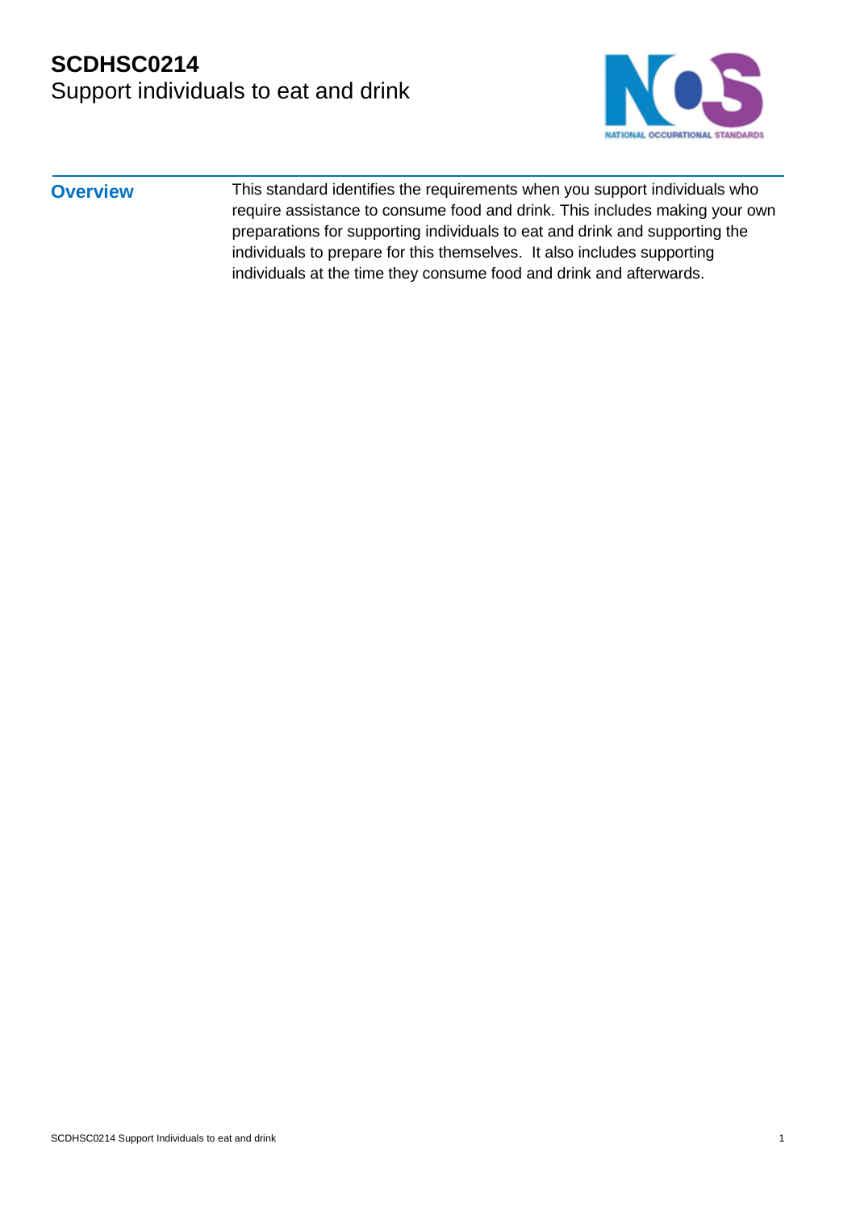# SCDHSC0214
## Support individuals to eat and drink

**Overview**

This standard identifies the requirements when you support individuals who require assistance to consume food and drink. This includes making your own preparations for supporting individuals to eat and drink and supporting the individuals to prepare for this themselves. It also includes supporting individuals at the time they consume food and drink and afterwards.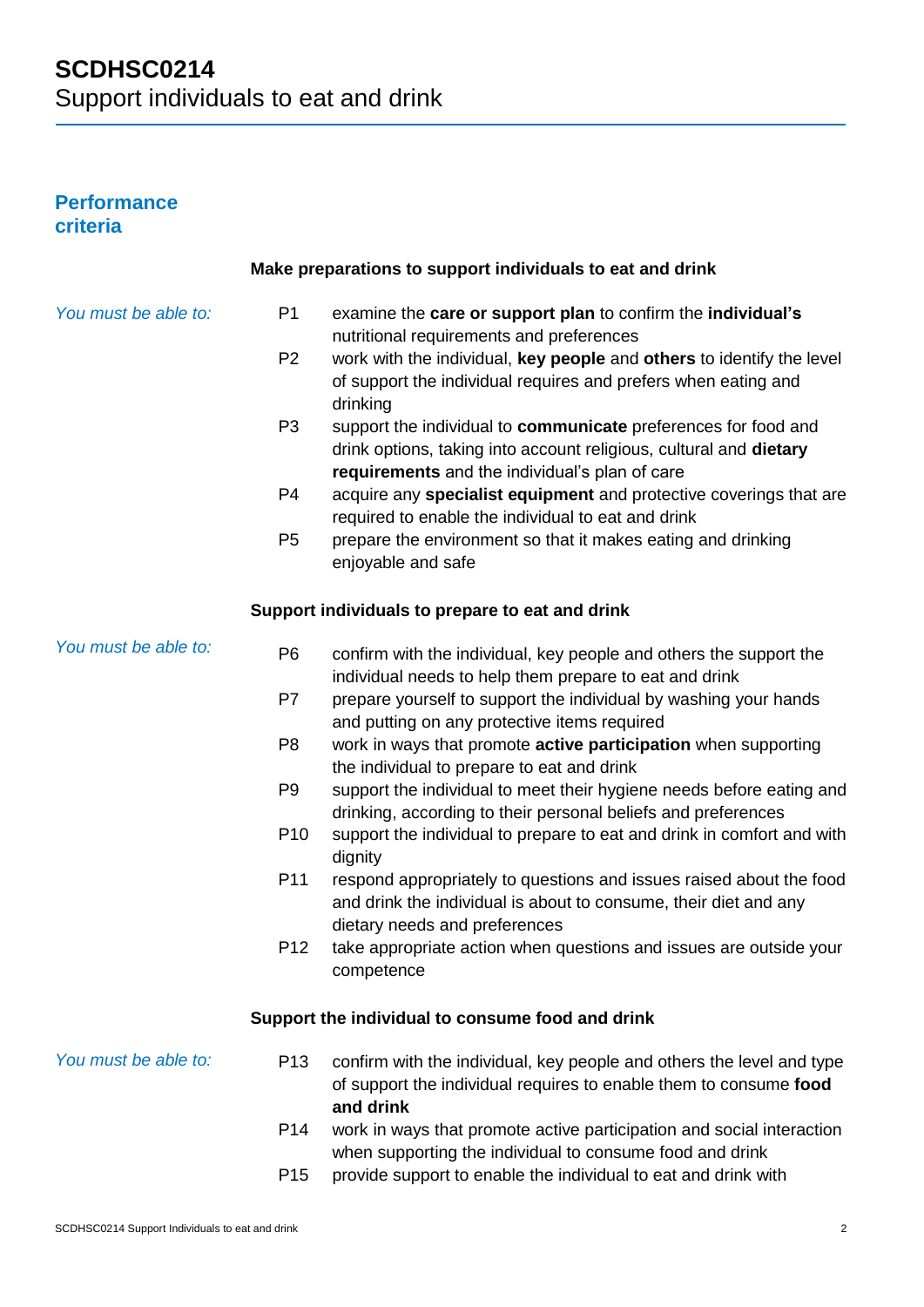# SCDHSC0214
Support individuals to eat and drink

## Performance criteria

### Make preparations to support individuals to eat and drink

*You must be able to:*

- P1 examine the **care or support plan** to confirm the **individual's** nutritional requirements and preferences
- P2 work with the individual, **key people** and **others** to identify the level of support the individual requires and prefers when eating and drinking
- P3 support the individual to **communicate** preferences for food and drink options, taking into account religious, cultural and **dietary requirements** and the individual's plan of care
- P4 acquire any **specialist equipment** and protective coverings that are required to enable the individual to eat and drink
- P5 prepare the environment so that it makes eating and drinking enjoyable and safe

### Support individuals to prepare to eat and drink

*You must be able to:*

- P6 confirm with the individual, key people and others the support the individual needs to help them prepare to eat and drink
- P7 prepare yourself to support the individual by washing your hands and putting on any protective items required
- P8 work in ways that promote **active participation** when supporting the individual to prepare to eat and drink
- P9 support the individual to meet their hygiene needs before eating and drinking, according to their personal beliefs and preferences
- P10 support the individual to prepare to eat and drink in comfort and with dignity
- P11 respond appropriately to questions and issues raised about the food and drink the individual is about to consume, their diet and any dietary needs and preferences
- P12 take appropriate action when questions and issues are outside your competence

### Support the individual to consume food and drink

*You must be able to:*

- P13 confirm with the individual, key people and others the level and type of support the individual requires to enable them to consume **food and drink**
- P14 work in ways that promote active participation and social interaction when supporting the individual to consume food and drink
- P15 provide support to enable the individual to eat and drink with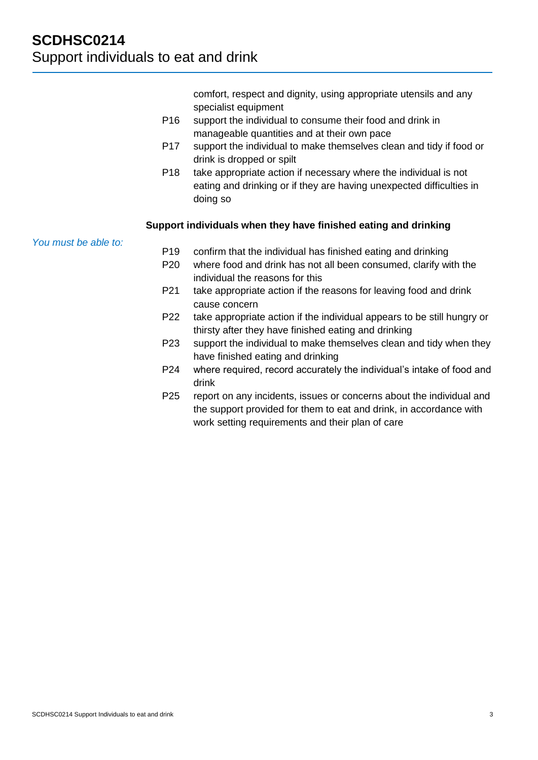comfort, respect and dignity, using appropriate utensils and any specialist equipment

- P16 support the individual to consume their food and drink in manageable quantities and at their own pace
- P17 support the individual to make themselves clean and tidy if food or drink is dropped or spilt
- P18 take appropriate action if necessary where the individual is not eating and drinking or if they are having unexpected difficulties in doing so

**Support individuals when they have finished eating and drinking**

*You must be able to:*

- P19 confirm that the individual has finished eating and drinking
- P20 where food and drink has not all been consumed, clarify with the individual the reasons for this
- P21 take appropriate action if the reasons for leaving food and drink cause concern
- P22 take appropriate action if the individual appears to be still hungry or thirsty after they have finished eating and drinking
- P23 support the individual to make themselves clean and tidy when they have finished eating and drinking
- P24 where required, record accurately the individual's intake of food and drink
- P25 report on any incidents, issues or concerns about the individual and the support provided for them to eat and drink, in accordance with work setting requirements and their plan of care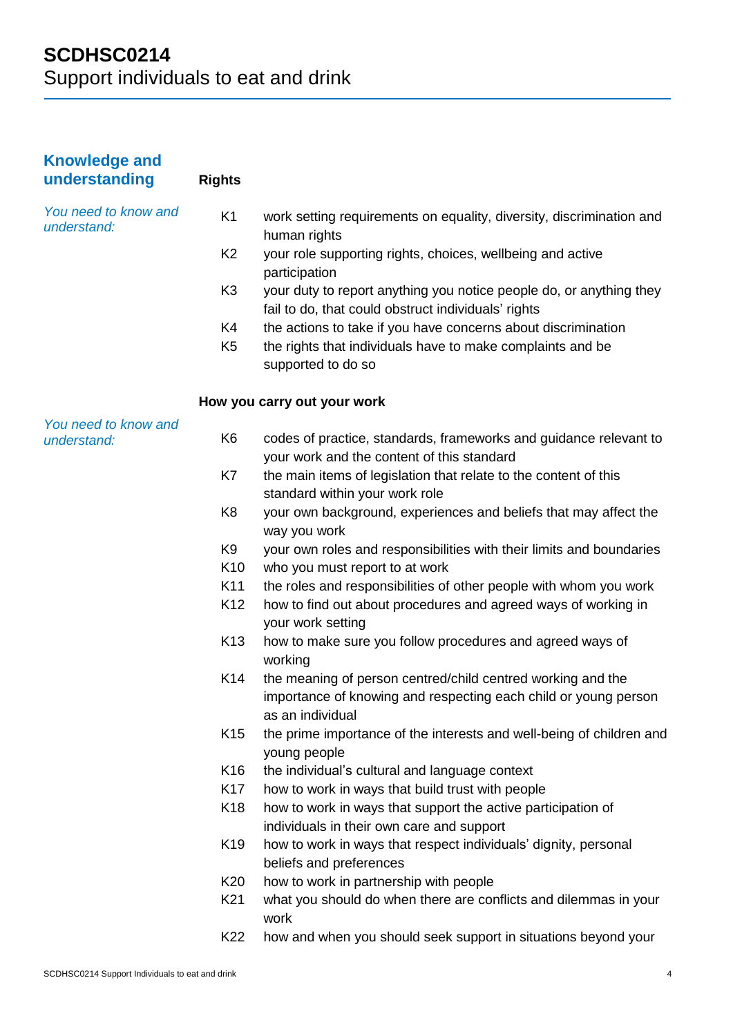## Knowledge and understanding

### Rights

*You need to know and understand:*

- K1 work setting requirements on equality, diversity, discrimination and human rights
- K2 your role supporting rights, choices, wellbeing and active participation
- K3 your duty to report anything you notice people do, or anything they fail to do, that could obstruct individuals' rights
- K4 the actions to take if you have concerns about discrimination
- K5 the rights that individuals have to make complaints and be supported to do so

### How you carry out your work

*You need to know and understand:*

- K6 codes of practice, standards, frameworks and guidance relevant to your work and the content of this standard
- K7 the main items of legislation that relate to the content of this standard within your work role
- K8 your own background, experiences and beliefs that may affect the way you work
- K9 your own roles and responsibilities with their limits and boundaries
- K10 who you must report to at work
- K11 the roles and responsibilities of other people with whom you work
- K12 how to find out about procedures and agreed ways of working in your work setting
- K13 how to make sure you follow procedures and agreed ways of working
- K14 the meaning of person centred/child centred working and the importance of knowing and respecting each child or young person as an individual
- K15 the prime importance of the interests and well-being of children and young people
- K16 the individual's cultural and language context
- K17 how to work in ways that build trust with people
- K18 how to work in ways that support the active participation of individuals in their own care and support
- K19 how to work in ways that respect individuals' dignity, personal beliefs and preferences
- K20 how to work in partnership with people
- K21 what you should do when there are conflicts and dilemmas in your work
- K22 how and when you should seek support in situations beyond your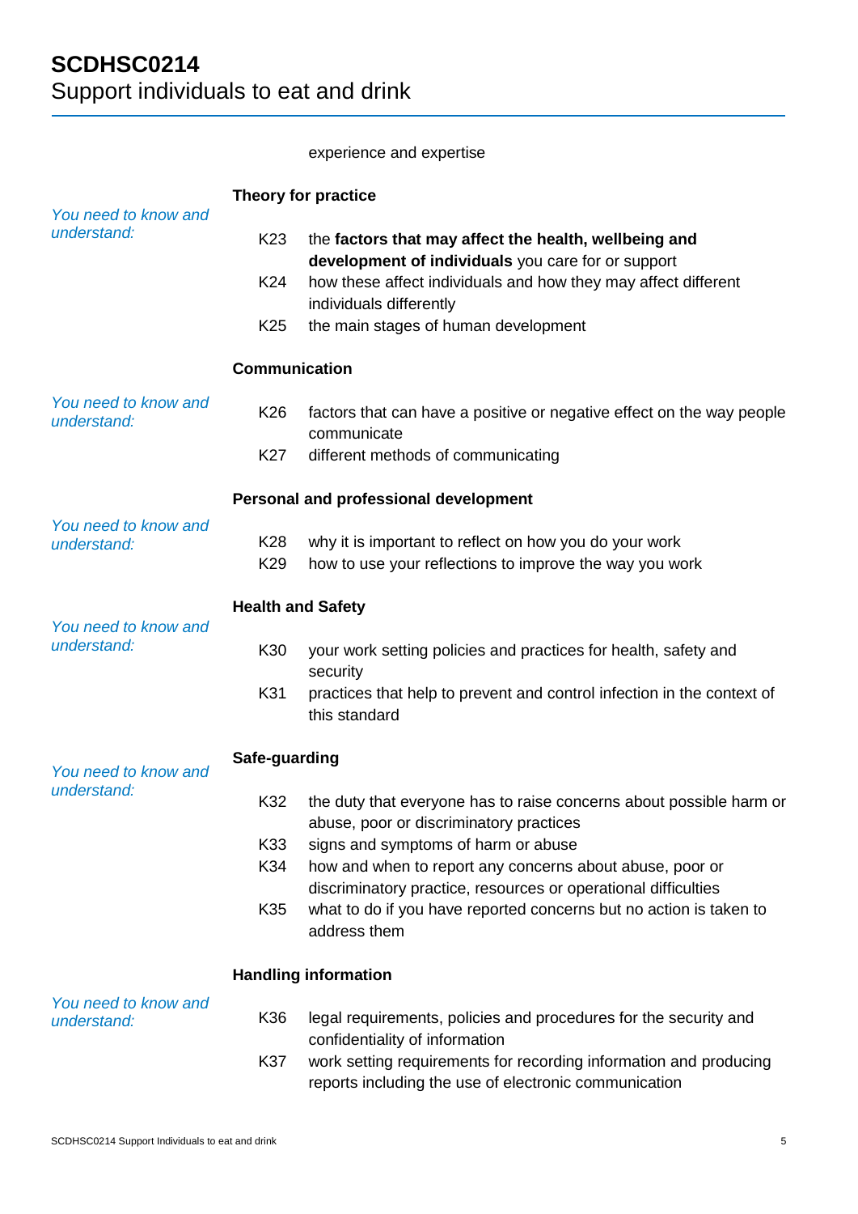experience and expertise

### Theory for practice

*You need to know and understand:*

- K23 the **factors that may affect the health, wellbeing and development of individuals** you care for or support
- K24 how these affect individuals and how they may affect different individuals differently
- K25 the main stages of human development

### Communication

*You need to know and understand:*

- K26 factors that can have a positive or negative effect on the way people communicate
- K27 different methods of communicating

### Personal and professional development

*You need to know and understand:*

- K28 why it is important to reflect on how you do your work
- K29 how to use your reflections to improve the way you work

### Health and Safety

*You need to know and understand:*

- K30 your work setting policies and practices for health, safety and security
- K31 practices that help to prevent and control infection in the context of this standard

### Safe-guarding

*You need to know and understand:*

- K32 the duty that everyone has to raise concerns about possible harm or abuse, poor or discriminatory practices
- K33 signs and symptoms of harm or abuse
- K34 how and when to report any concerns about abuse, poor or discriminatory practice, resources or operational difficulties
- K35 what to do if you have reported concerns but no action is taken to address them

### Handling information

*You need to know and understand:*

- K36 legal requirements, policies and procedures for the security and confidentiality of information
- K37 work setting requirements for recording information and producing reports including the use of electronic communication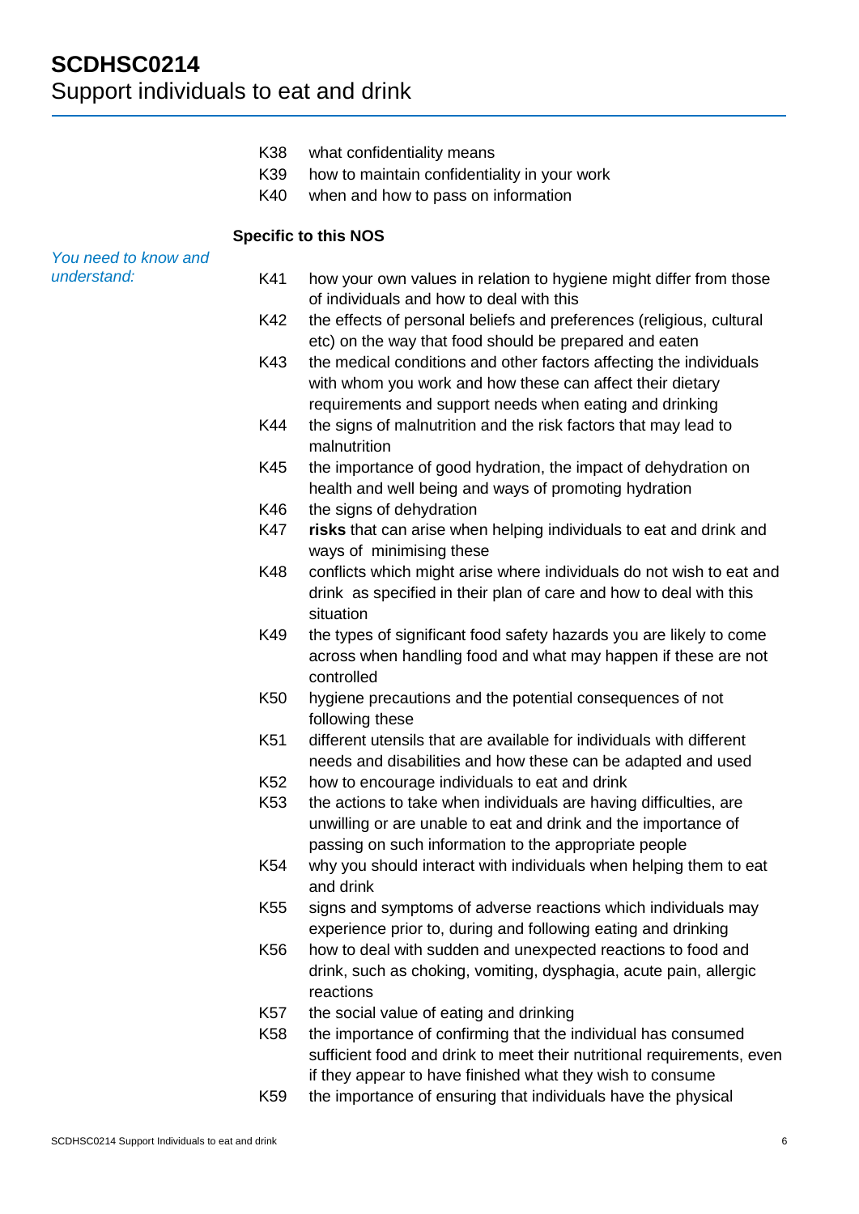K38 what confidentiality means

K39 how to maintain confidentiality in your work

K40 when and how to pass on information

**Specific to this NOS**

*You need to know and understand:*

K41 how your own values in relation to hygiene might differ from those of individuals and how to deal with this

K42 the effects of personal beliefs and preferences (religious, cultural etc) on the way that food should be prepared and eaten

K43 the medical conditions and other factors affecting the individuals with whom you work and how these can affect their dietary requirements and support needs when eating and drinking

K44 the signs of malnutrition and the risk factors that may lead to malnutrition

K45 the importance of good hydration, the impact of dehydration on health and well being and ways of promoting hydration

K46 the signs of dehydration

K47 **risks** that can arise when helping individuals to eat and drink and ways of minimising these

K48 conflicts which might arise where individuals do not wish to eat and drink as specified in their plan of care and how to deal with this situation

K49 the types of significant food safety hazards you are likely to come across when handling food and what may happen if these are not controlled

K50 hygiene precautions and the potential consequences of not following these

K51 different utensils that are available for individuals with different needs and disabilities and how these can be adapted and used

K52 how to encourage individuals to eat and drink

K53 the actions to take when individuals are having difficulties, are unwilling or are unable to eat and drink and the importance of passing on such information to the appropriate people

K54 why you should interact with individuals when helping them to eat and drink

K55 signs and symptoms of adverse reactions which individuals may experience prior to, during and following eating and drinking

K56 how to deal with sudden and unexpected reactions to food and drink, such as choking, vomiting, dysphagia, acute pain, allergic reactions

K57 the social value of eating and drinking

K58 the importance of confirming that the individual has consumed sufficient food and drink to meet their nutritional requirements, even if they appear to have finished what they wish to consume

K59 the importance of ensuring that individuals have the physical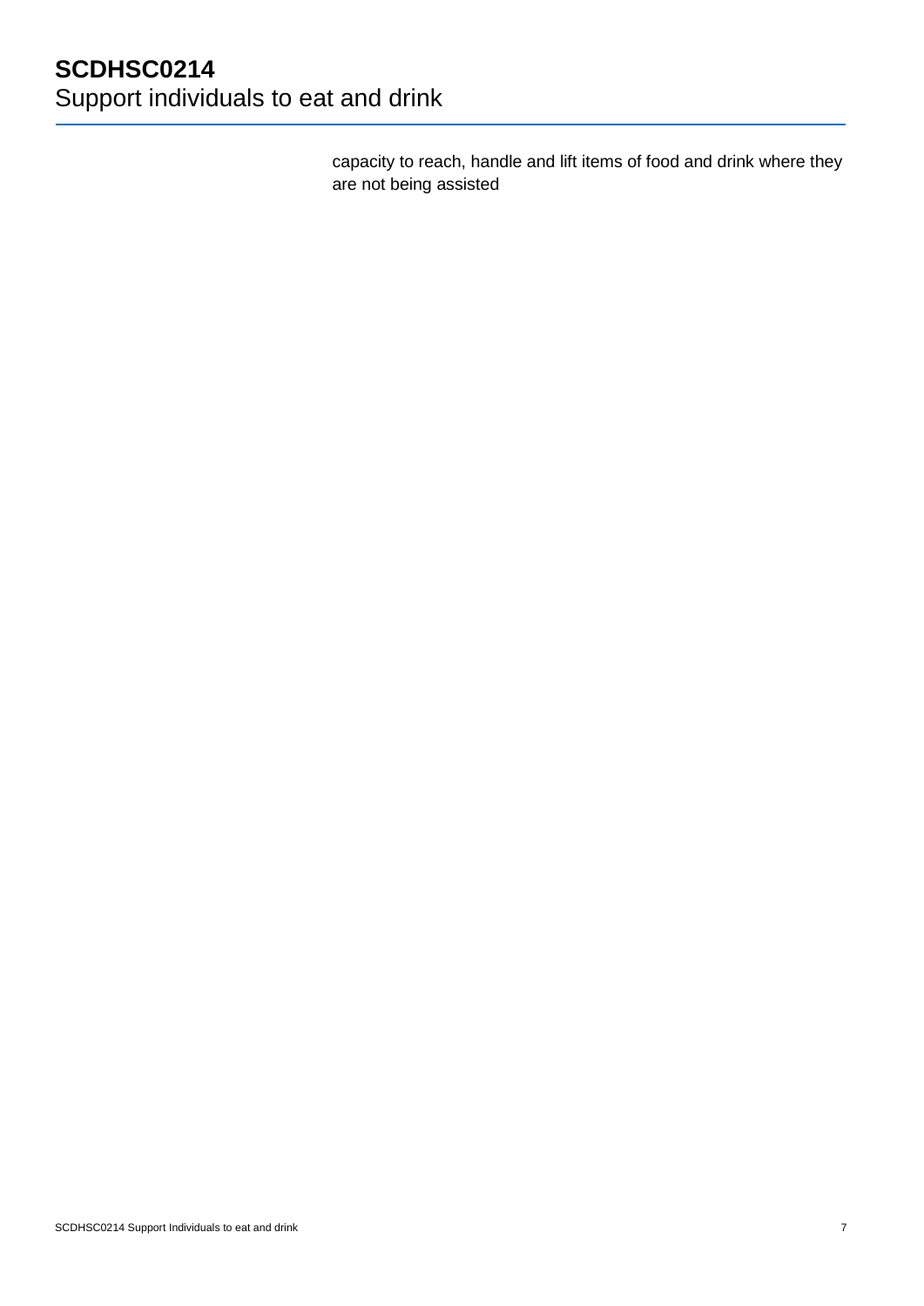capacity to reach, handle and lift items of food and drink where they are not being assisted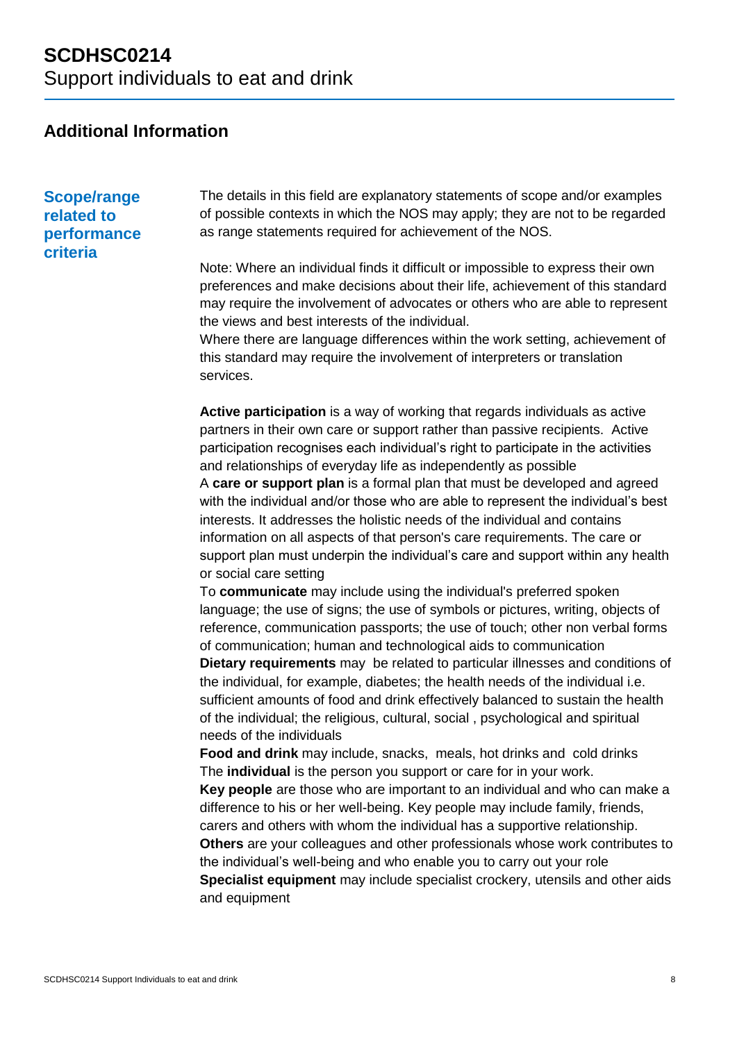# SCDHSC0214
Support individuals to eat and drink

## Additional Information

### Scope/range related to performance criteria

The details in this field are explanatory statements of scope and/or examples of possible contexts in which the NOS may apply; they are not to be regarded as range statements required for achievement of the NOS.

Note: Where an individual finds it difficult or impossible to express their own preferences and make decisions about their life, achievement of this standard may require the involvement of advocates or others who are able to represent the views and best interests of the individual.
Where there are language differences within the work setting, achievement of this standard may require the involvement of interpreters or translation services.

**Active participation** is a way of working that regards individuals as active partners in their own care or support rather than passive recipients. Active participation recognises each individual's right to participate in the activities and relationships of everyday life as independently as possible
A **care or support plan** is a formal plan that must be developed and agreed with the individual and/or those who are able to represent the individual's best interests. It addresses the holistic needs of the individual and contains information on all aspects of that person's care requirements. The care or support plan must underpin the individual's care and support within any health or social care setting
To **communicate** may include using the individual's preferred spoken language; the use of signs; the use of symbols or pictures, writing, objects of reference, communication passports; the use of touch; other non verbal forms of communication; human and technological aids to communication
**Dietary requirements** may be related to particular illnesses and conditions of the individual, for example, diabetes; the health needs of the individual i.e. sufficient amounts of food and drink effectively balanced to sustain the health of the individual; the religious, cultural, social , psychological and spiritual needs of the individuals
**Food and drink** may include, snacks, meals, hot drinks and cold drinks
The **individual** is the person you support or care for in your work.
**Key people** are those who are important to an individual and who can make a difference to his or her well-being. Key people may include family, friends, carers and others with whom the individual has a supportive relationship.
**Others** are your colleagues and other professionals whose work contributes to the individual's well-being and who enable you to carry out your role
**Specialist equipment** may include specialist crockery, utensils and other aids and equipment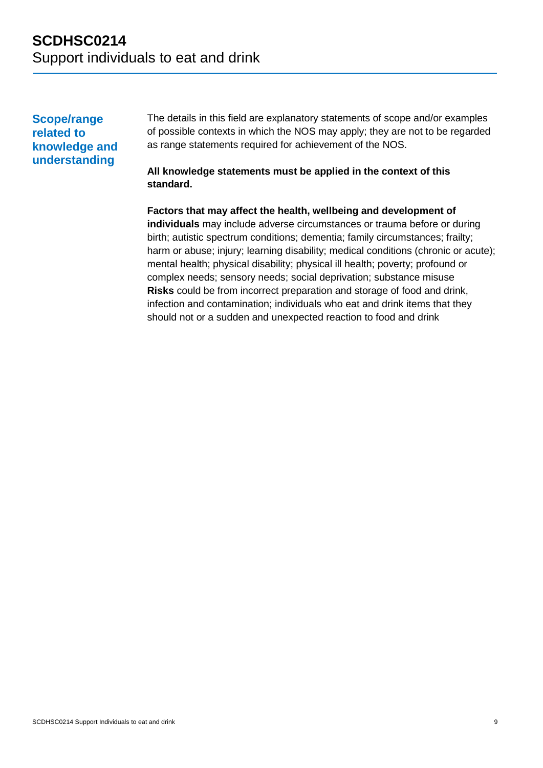# SCDHSC0214
Support individuals to eat and drink

## Scope/range related to knowledge and understanding

The details in this field are explanatory statements of scope and/or examples of possible contexts in which the NOS may apply; they are not to be regarded as range statements required for achievement of the NOS.

**All knowledge statements must be applied in the context of this standard.**

**Factors that may affect the health, wellbeing and development of individuals** may include adverse circumstances or trauma before or during birth; autistic spectrum conditions; dementia; family circumstances; frailty; harm or abuse; injury; learning disability; medical conditions (chronic or acute); mental health; physical disability; physical ill health; poverty; profound or complex needs; sensory needs; social deprivation; substance misuse
**Risks** could be from incorrect preparation and storage of food and drink, infection and contamination; individuals who eat and drink items that they should not or a sudden and unexpected reaction to food and drink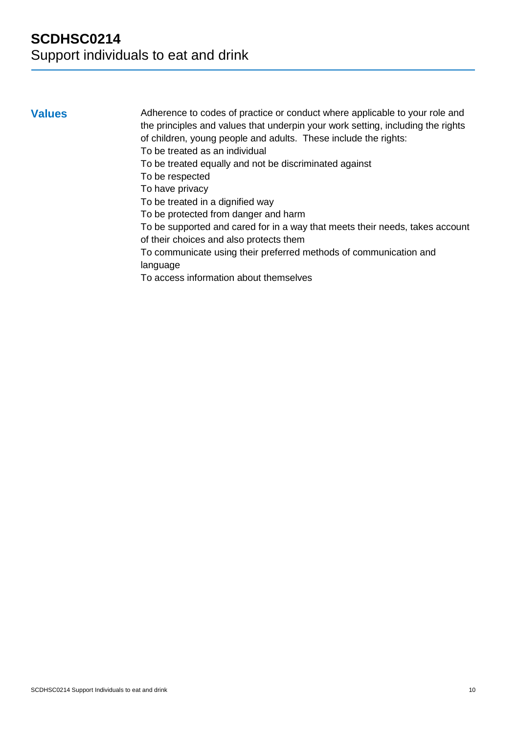# SCDHSC0214
Support individuals to eat and drink

## Values

Adherence to codes of practice or conduct where applicable to your role and the principles and values that underpin your work setting, including the rights of children, young people and adults. These include the rights:

To be treated as an individual

To be treated equally and not be discriminated against

To be respected

To have privacy

To be treated in a dignified way

To be protected from danger and harm

To be supported and cared for in a way that meets their needs, takes account of their choices and also protects them

To communicate using their preferred methods of communication and language

To access information about themselves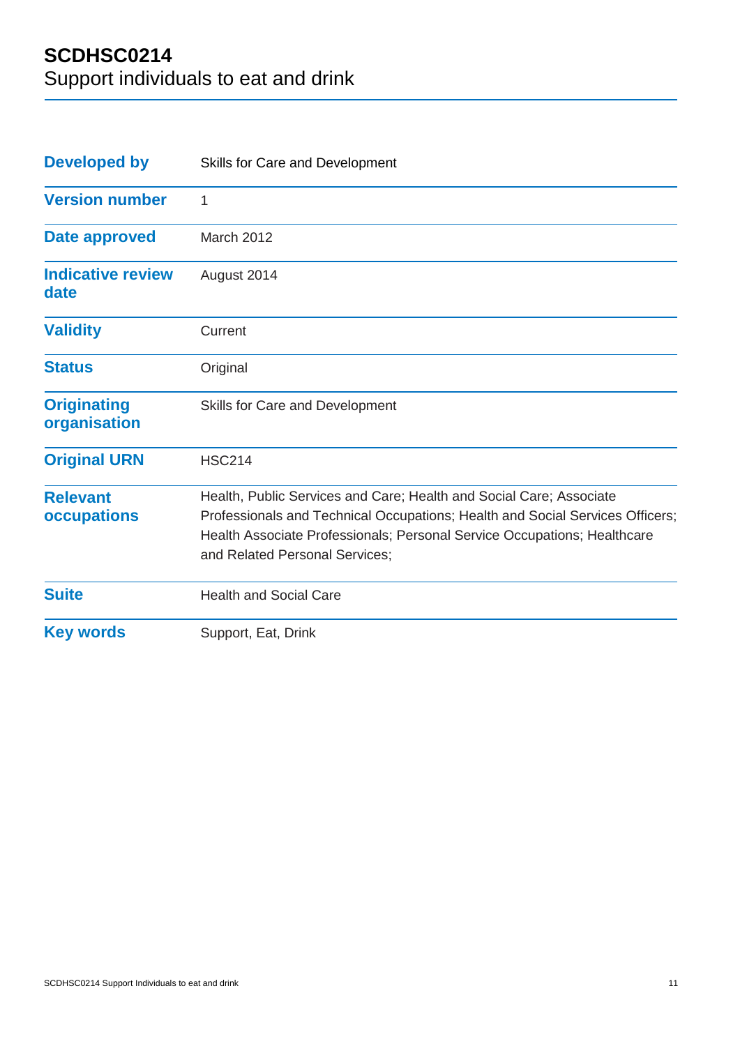# SCDHSC0214
Support individuals to eat and drink

| | |
|---|---|
| **Developed by** | Skills for Care and Development |
| **Version number** | 1 |
| **Date approved** | March 2012 |
| **Indicative review date** | August 2014 |
| **Validity** | Current |
| **Status** | Original |
| **Originating organisation** | Skills for Care and Development |
| **Original URN** | HSC214 |
| **Relevant occupations** | Health, Public Services and Care; Health and Social Care; Associate Professionals and Technical Occupations; Health and Social Services Officers; Health Associate Professionals; Personal Service Occupations; Healthcare and Related Personal Services; |
| **Suite** | Health and Social Care |
| **Key words** | Support, Eat, Drink |